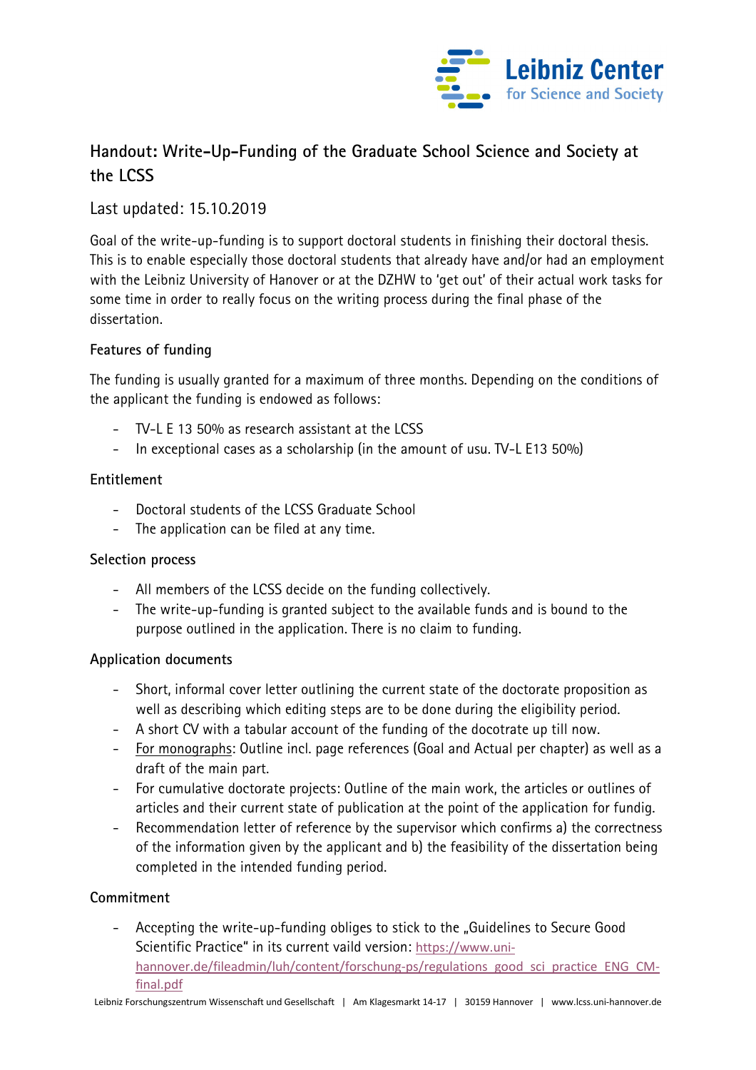# Handout: Write-Up-Funding of the Graduate School Science and Society at the LCSS

## Last updated: 15.10.2019

Goal of the write-up-funding is to support doctoral students in finishing their doctoral thesis. This is to enable especially those doctoral students that already have and/or had an employment with the Leibniz University of Hanover or at the DZHW to 'get out' of their actual work tasks for some time in order to really focus on the writing process during the final phase of the dissertation.

### Features of funding

The funding is usually granted for a maximum of three months. Depending on the conditions of the applicant the funding is endowed as follows:

- TV-L E 13 50% as research assistant at the LCSS
- In exceptional cases as a scholarship (in the amount of usu. TV-L E13 50%)

### Entitlement

- Doctoral students of the LCSS Graduate School
- The application can be filed at any time.

### Selection process

- All members of the LCSS decide on the funding collectively.
- The write-up-funding is granted subject to the available funds and is bound to the purpose outlined in the application. There is no claim to funding.

### Application documents

- Short, informal cover letter outlining the current state of the doctorate proposition as well as describing which editing steps are to be done during the eligibility period.
- A short CV with a tabular account of the funding of the docotrate up till now.
- For monographs: Outline incl. page references (Goal and Actual per chapter) as well as a draft of the main part.
- For cumulative doctorate projects: Outline of the main work, the articles or outlines of articles and their current state of publication at the point of the application for fundig.
- Recommendation letter of reference by the supervisor which confirms a) the correctness of the information given by the applicant and b) the feasibility of the dissertation being completed in the intended funding period.

### Commitment

- Accepting the write-up-funding obliges to stick to the „Guidelines to Secure Good Scientific Practice" in its current vaild version: https://www.uni-hannover.de/fileadmin/luh/content/forschung-ps/regulations_good_sci_practice_ENG_CM-final.pdf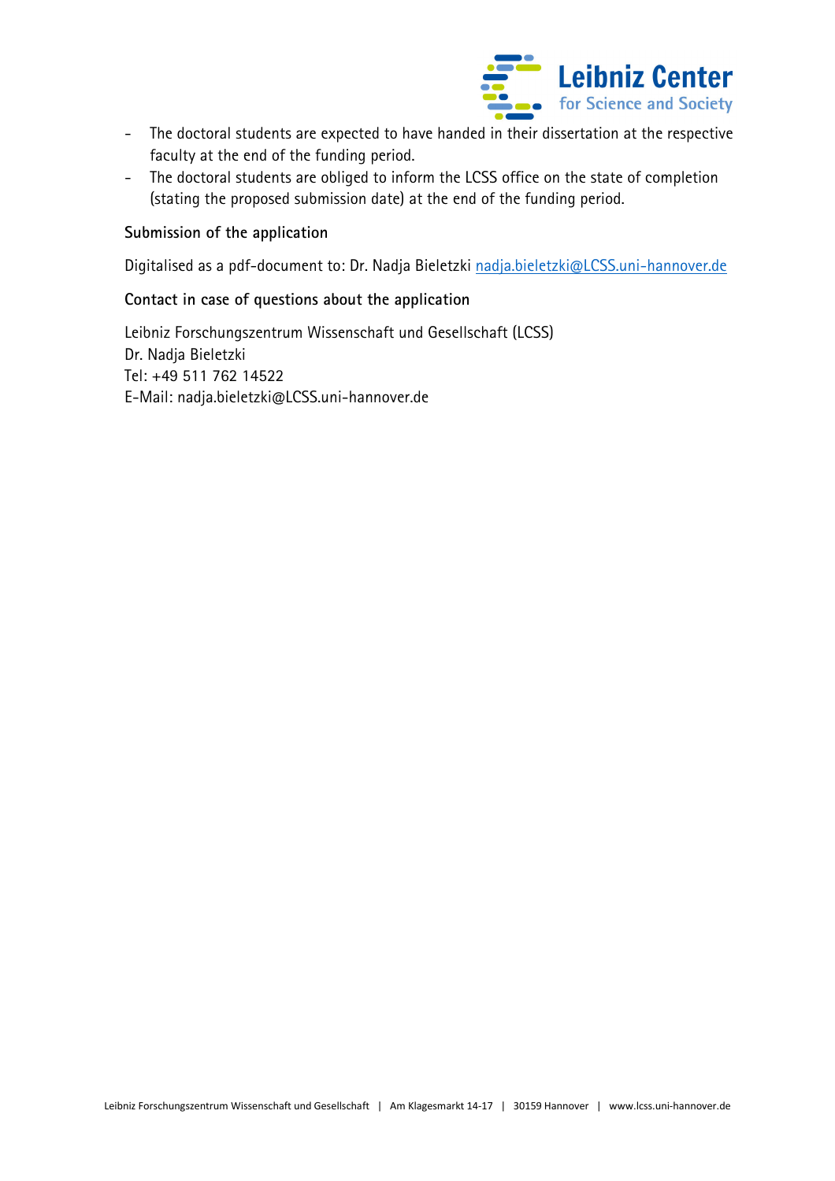- The doctoral students are expected to have handed in their dissertation at the respective faculty at the end of the funding period.
- The doctoral students are obliged to inform the LCSS office on the state of completion (stating the proposed submission date) at the end of the funding period.

**Submission of the application**

Digitalised as a pdf-document to: Dr. Nadja Bieletzki nadja.bieletzki@LCSS.uni-hannover.de

**Contact in case of questions about the application**

Leibniz Forschungszentrum Wissenschaft und Gesellschaft (LCSS)
Dr. Nadja Bieletzki
Tel: +49 511 762 14522
E-Mail: nadja.bieletzki@LCSS.uni-hannover.de